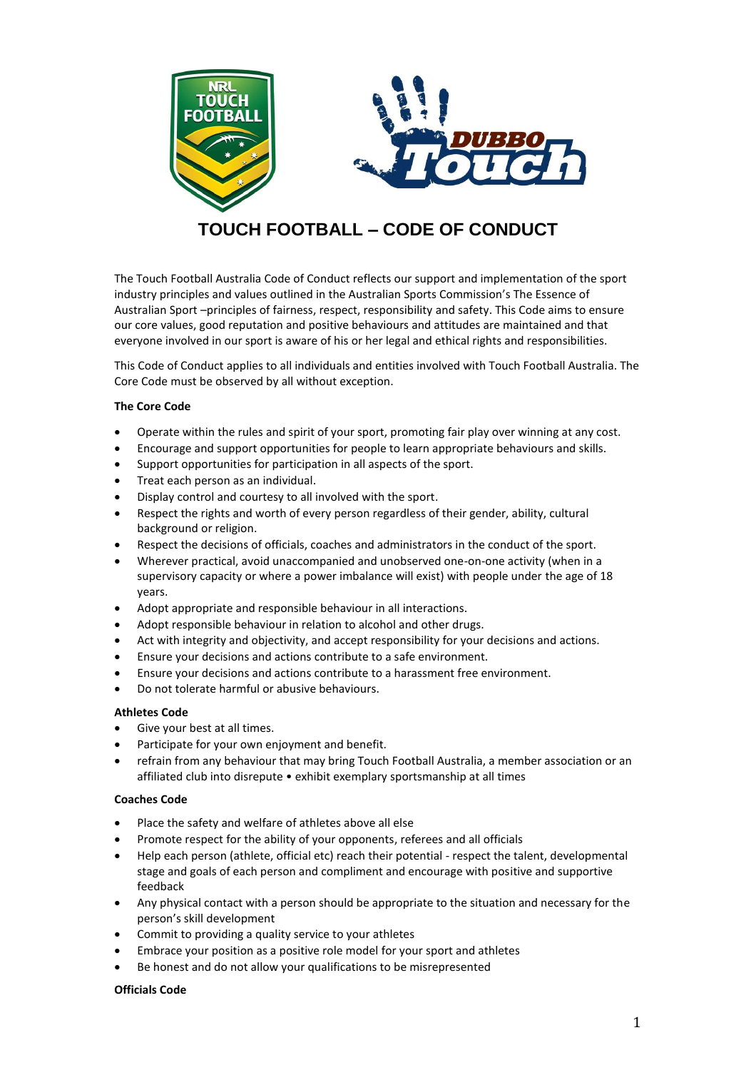# TOUCH FOOTBALL – CODE OF CONDUCT

The Touch Football Australia Code of Conduct reflects our support and implementation of the sport industry principles and values outlined in the Australian Sports Commission's The Essence of Australian Sport –principles of fairness, respect, responsibility and safety. This Code aims to ensure our core values, good reputation and positive behaviours and attitudes are maintained and that everyone involved in our sport is aware of his or her legal and ethical rights and responsibilities.

This Code of Conduct applies to all individuals and entities involved with Touch Football Australia. The Core Code must be observed by all without exception.

**The Core Code**

- Operate within the rules and spirit of your sport, promoting fair play over winning at any cost.
- Encourage and support opportunities for people to learn appropriate behaviours and skills.
- Support opportunities for participation in all aspects of the sport.
- Treat each person as an individual.
- Display control and courtesy to all involved with the sport.
- Respect the rights and worth of every person regardless of their gender, ability, cultural background or religion.
- Respect the decisions of officials, coaches and administrators in the conduct of the sport.
- Wherever practical, avoid unaccompanied and unobserved one-on-one activity (when in a supervisory capacity or where a power imbalance will exist) with people under the age of 18 years.
- Adopt appropriate and responsible behaviour in all interactions.
- Adopt responsible behaviour in relation to alcohol and other drugs.
- Act with integrity and objectivity, and accept responsibility for your decisions and actions.
- Ensure your decisions and actions contribute to a safe environment.
- Ensure your decisions and actions contribute to a harassment free environment.
- Do not tolerate harmful or abusive behaviours.

**Athletes Code**

- Give your best at all times.
- Participate for your own enjoyment and benefit.
- refrain from any behaviour that may bring Touch Football Australia, a member association or an affiliated club into disrepute • exhibit exemplary sportsmanship at all times

**Coaches Code**

- Place the safety and welfare of athletes above all else
- Promote respect for the ability of your opponents, referees and all officials
- Help each person (athlete, official etc) reach their potential - respect the talent, developmental stage and goals of each person and compliment and encourage with positive and supportive feedback
- Any physical contact with a person should be appropriate to the situation and necessary for the person's skill development
- Commit to providing a quality service to your athletes
- Embrace your position as a positive role model for your sport and athletes
- Be honest and do not allow your qualifications to be misrepresented

**Officials Code**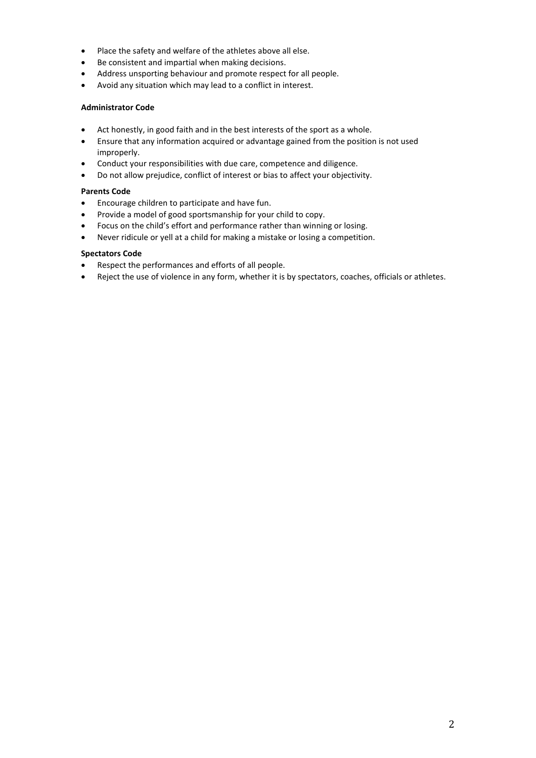- Place the safety and welfare of the athletes above all else.
- Be consistent and impartial when making decisions.
- Address unsporting behaviour and promote respect for all people.
- Avoid any situation which may lead to a conflict in interest.

**Administrator Code**

- Act honestly, in good faith and in the best interests of the sport as a whole.
- Ensure that any information acquired or advantage gained from the position is not used improperly.
- Conduct your responsibilities with due care, competence and diligence.
- Do not allow prejudice, conflict of interest or bias to affect your objectivity.

**Parents Code**

- Encourage children to participate and have fun.
- Provide a model of good sportsmanship for your child to copy.
- Focus on the child's effort and performance rather than winning or losing.
- Never ridicule or yell at a child for making a mistake or losing a competition.

**Spectators Code**

- Respect the performances and efforts of all people.
- Reject the use of violence in any form, whether it is by spectators, coaches, officials or athletes.